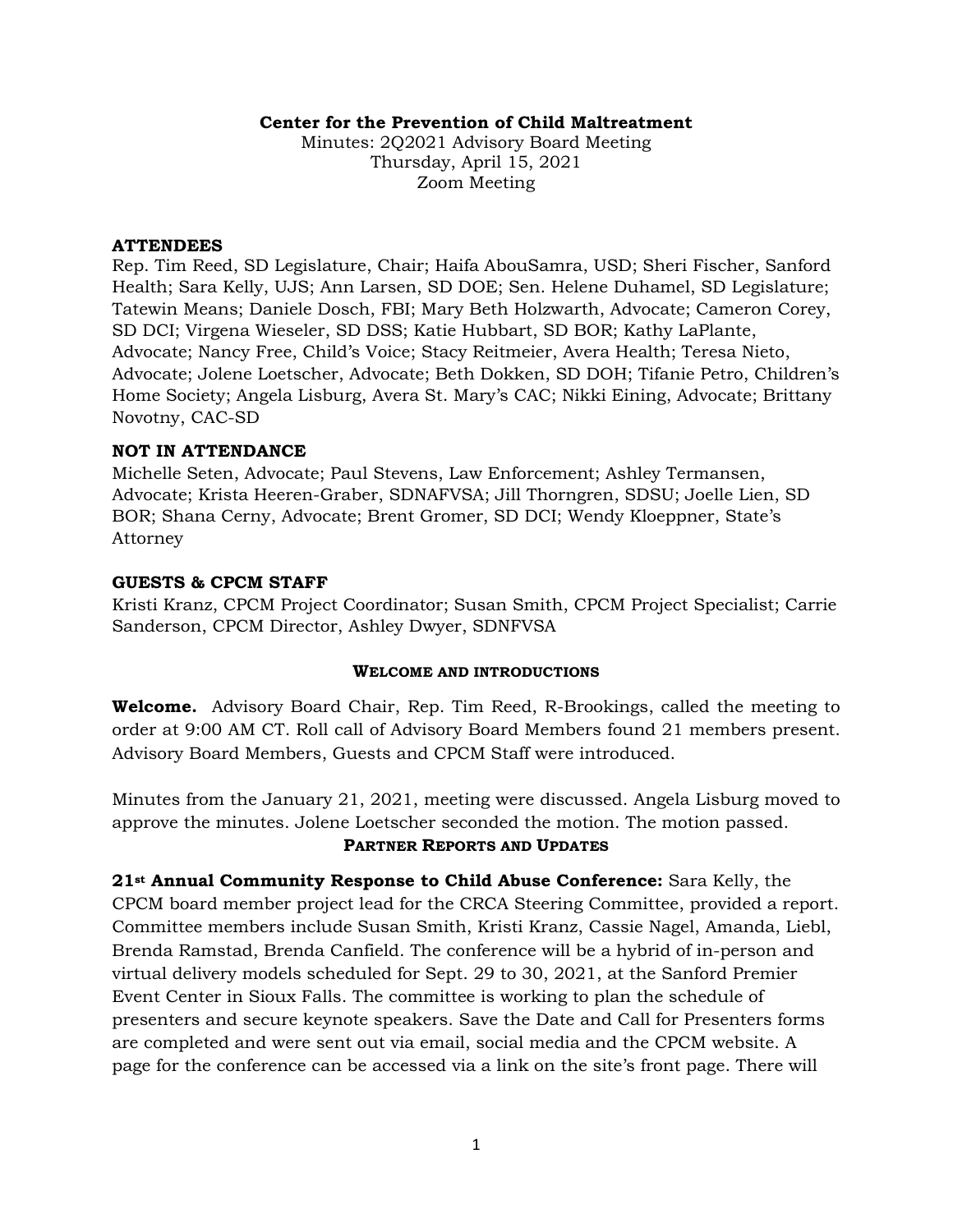**Center for the Prevention of Child Maltreatment**

Minutes: 2Q2021 Advisory Board Meeting
Thursday, April 15, 2021
Zoom Meeting

### ATTENDEES

Rep. Tim Reed, SD Legislature, Chair; Haifa AbouSamra, USD; Sheri Fischer, Sanford Health; Sara Kelly, UJS; Ann Larsen, SD DOE; Sen. Helene Duhamel, SD Legislature; Tatewin Means; Daniele Dosch, FBI; Mary Beth Holzwarth, Advocate; Cameron Corey, SD DCI; Virgena Wieseler, SD DSS; Katie Hubbart, SD BOR; Kathy LaPlante, Advocate; Nancy Free, Child's Voice; Stacy Reitmeier, Avera Health; Teresa Nieto, Advocate; Jolene Loetscher, Advocate; Beth Dokken, SD DOH; Tifanie Petro, Children's Home Society; Angela Lisburg, Avera St. Mary's CAC; Nikki Eining, Advocate; Brittany Novotny, CAC-SD

### NOT IN ATTENDANCE

Michelle Seten, Advocate; Paul Stevens, Law Enforcement; Ashley Termansen, Advocate; Krista Heeren-Graber, SDNAFVSA; Jill Thorngren, SDSU; Joelle Lien, SD BOR; Shana Cerny, Advocate; Brent Gromer, SD DCI; Wendy Kloeppner, State's Attorney

### GUESTS & CPCM STAFF

Kristi Kranz, CPCM Project Coordinator; Susan Smith, CPCM Project Specialist; Carrie Sanderson, CPCM Director, Ashley Dwyer, SDNFVSA

### WELCOME AND INTRODUCTIONS

**Welcome.** Advisory Board Chair, Rep. Tim Reed, R-Brookings, called the meeting to order at 9:00 AM CT. Roll call of Advisory Board Members found 21 members present. Advisory Board Members, Guests and CPCM Staff were introduced.

Minutes from the January 21, 2021, meeting were discussed. Angela Lisburg moved to approve the minutes. Jolene Loetscher seconded the motion. The motion passed.

### PARTNER REPORTS AND UPDATES

**21st Annual Community Response to Child Abuse Conference:** Sara Kelly, the CPCM board member project lead for the CRCA Steering Committee, provided a report. Committee members include Susan Smith, Kristi Kranz, Cassie Nagel, Amanda, Liebl, Brenda Ramstad, Brenda Canfield. The conference will be a hybrid of in-person and virtual delivery models scheduled for Sept. 29 to 30, 2021, at the Sanford Premier Event Center in Sioux Falls. The committee is working to plan the schedule of presenters and secure keynote speakers. Save the Date and Call for Presenters forms are completed and were sent out via email, social media and the CPCM website. A page for the conference can be accessed via a link on the site's front page. There will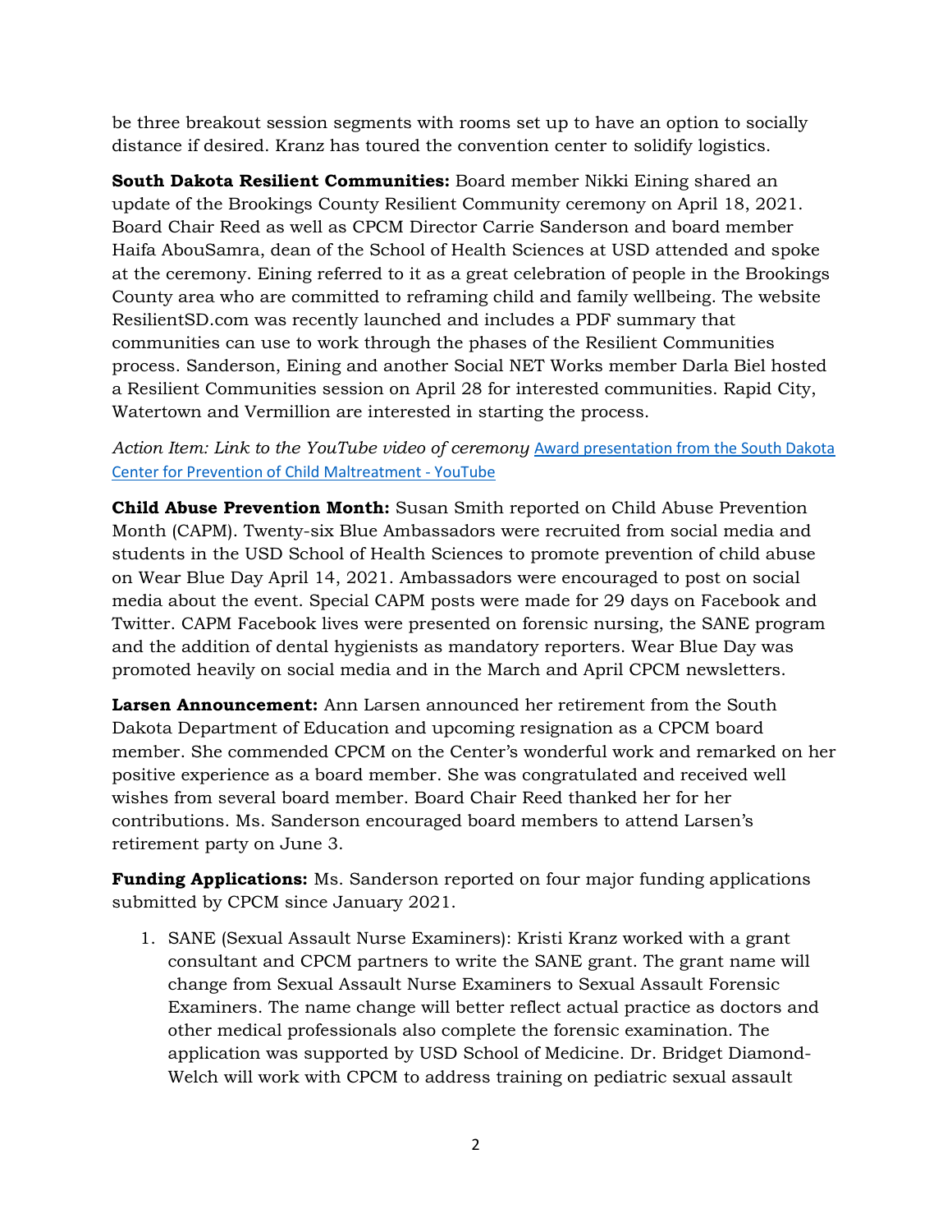be three breakout session segments with rooms set up to have an option to socially distance if desired. Kranz has toured the convention center to solidify logistics.

**South Dakota Resilient Communities:** Board member Nikki Eining shared an update of the Brookings County Resilient Community ceremony on April 18, 2021. Board Chair Reed as well as CPCM Director Carrie Sanderson and board member Haifa AbouSamra, dean of the School of Health Sciences at USD attended and spoke at the ceremony. Eining referred to it as a great celebration of people in the Brookings County area who are committed to reframing child and family wellbeing. The website ResilientSD.com was recently launched and includes a PDF summary that communities can use to work through the phases of the Resilient Communities process. Sanderson, Eining and another Social NET Works member Darla Biel hosted a Resilient Communities session on April 28 for interested communities. Rapid City, Watertown and Vermillion are interested in starting the process.

*Action Item: Link to the YouTube video of ceremony* Award presentation from the South Dakota Center for Prevention of Child Maltreatment - YouTube

**Child Abuse Prevention Month:** Susan Smith reported on Child Abuse Prevention Month (CAPM). Twenty-six Blue Ambassadors were recruited from social media and students in the USD School of Health Sciences to promote prevention of child abuse on Wear Blue Day April 14, 2021. Ambassadors were encouraged to post on social media about the event. Special CAPM posts were made for 29 days on Facebook and Twitter. CAPM Facebook lives were presented on forensic nursing, the SANE program and the addition of dental hygienists as mandatory reporters. Wear Blue Day was promoted heavily on social media and in the March and April CPCM newsletters.

**Larsen Announcement:** Ann Larsen announced her retirement from the South Dakota Department of Education and upcoming resignation as a CPCM board member. She commended CPCM on the Center's wonderful work and remarked on her positive experience as a board member. She was congratulated and received well wishes from several board member. Board Chair Reed thanked her for her contributions. Ms. Sanderson encouraged board members to attend Larsen's retirement party on June 3.

**Funding Applications:** Ms. Sanderson reported on four major funding applications submitted by CPCM since January 2021.

1. SANE (Sexual Assault Nurse Examiners): Kristi Kranz worked with a grant consultant and CPCM partners to write the SANE grant. The grant name will change from Sexual Assault Nurse Examiners to Sexual Assault Forensic Examiners. The name change will better reflect actual practice as doctors and other medical professionals also complete the forensic examination. The application was supported by USD School of Medicine. Dr. Bridget Diamond-Welch will work with CPCM to address training on pediatric sexual assault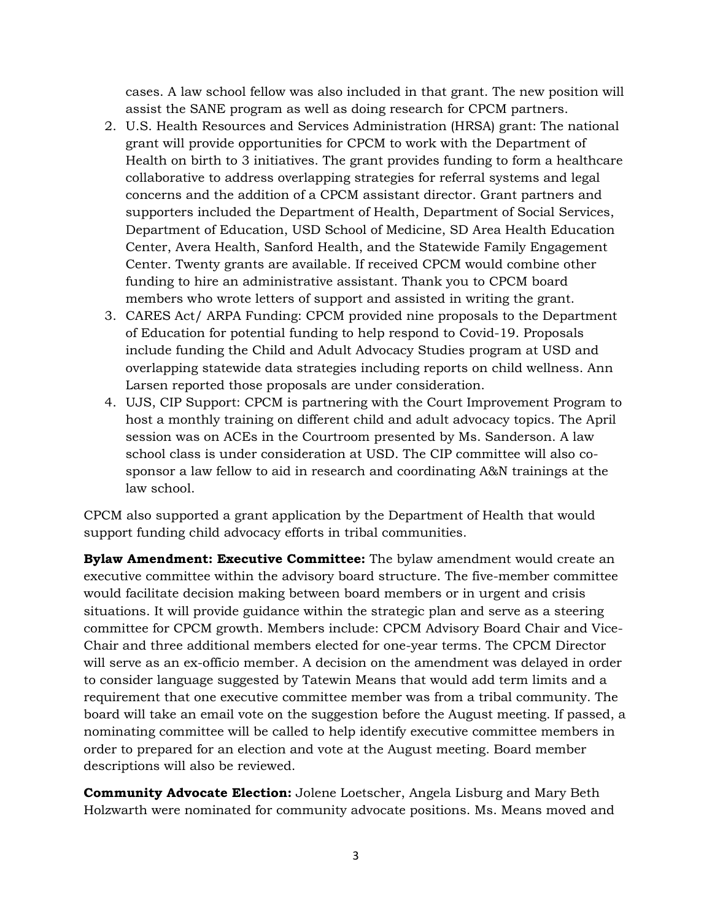cases. A law school fellow was also included in that grant. The new position will assist the SANE program as well as doing research for CPCM partners.

2. U.S. Health Resources and Services Administration (HRSA) grant: The national grant will provide opportunities for CPCM to work with the Department of Health on birth to 3 initiatives. The grant provides funding to form a healthcare collaborative to address overlapping strategies for referral systems and legal concerns and the addition of a CPCM assistant director. Grant partners and supporters included the Department of Health, Department of Social Services, Department of Education, USD School of Medicine, SD Area Health Education Center, Avera Health, Sanford Health, and the Statewide Family Engagement Center. Twenty grants are available. If received CPCM would combine other funding to hire an administrative assistant. Thank you to CPCM board members who wrote letters of support and assisted in writing the grant.
3. CARES Act/ ARPA Funding: CPCM provided nine proposals to the Department of Education for potential funding to help respond to Covid-19. Proposals include funding the Child and Adult Advocacy Studies program at USD and overlapping statewide data strategies including reports on child wellness. Ann Larsen reported those proposals are under consideration.
4. UJS, CIP Support: CPCM is partnering with the Court Improvement Program to host a monthly training on different child and adult advocacy topics. The April session was on ACEs in the Courtroom presented by Ms. Sanderson. A law school class is under consideration at USD. The CIP committee will also co-sponsor a law fellow to aid in research and coordinating A&N trainings at the law school.

CPCM also supported a grant application by the Department of Health that would support funding child advocacy efforts in tribal communities.

**Bylaw Amendment: Executive Committee:** The bylaw amendment would create an executive committee within the advisory board structure. The five-member committee would facilitate decision making between board members or in urgent and crisis situations. It will provide guidance within the strategic plan and serve as a steering committee for CPCM growth. Members include: CPCM Advisory Board Chair and Vice-Chair and three additional members elected for one-year terms. The CPCM Director will serve as an ex-officio member. A decision on the amendment was delayed in order to consider language suggested by Tatewin Means that would add term limits and a requirement that one executive committee member was from a tribal community. The board will take an email vote on the suggestion before the August meeting. If passed, a nominating committee will be called to help identify executive committee members in order to prepared for an election and vote at the August meeting. Board member descriptions will also be reviewed.

**Community Advocate Election:** Jolene Loetscher, Angela Lisburg and Mary Beth Holzwarth were nominated for community advocate positions. Ms. Means moved and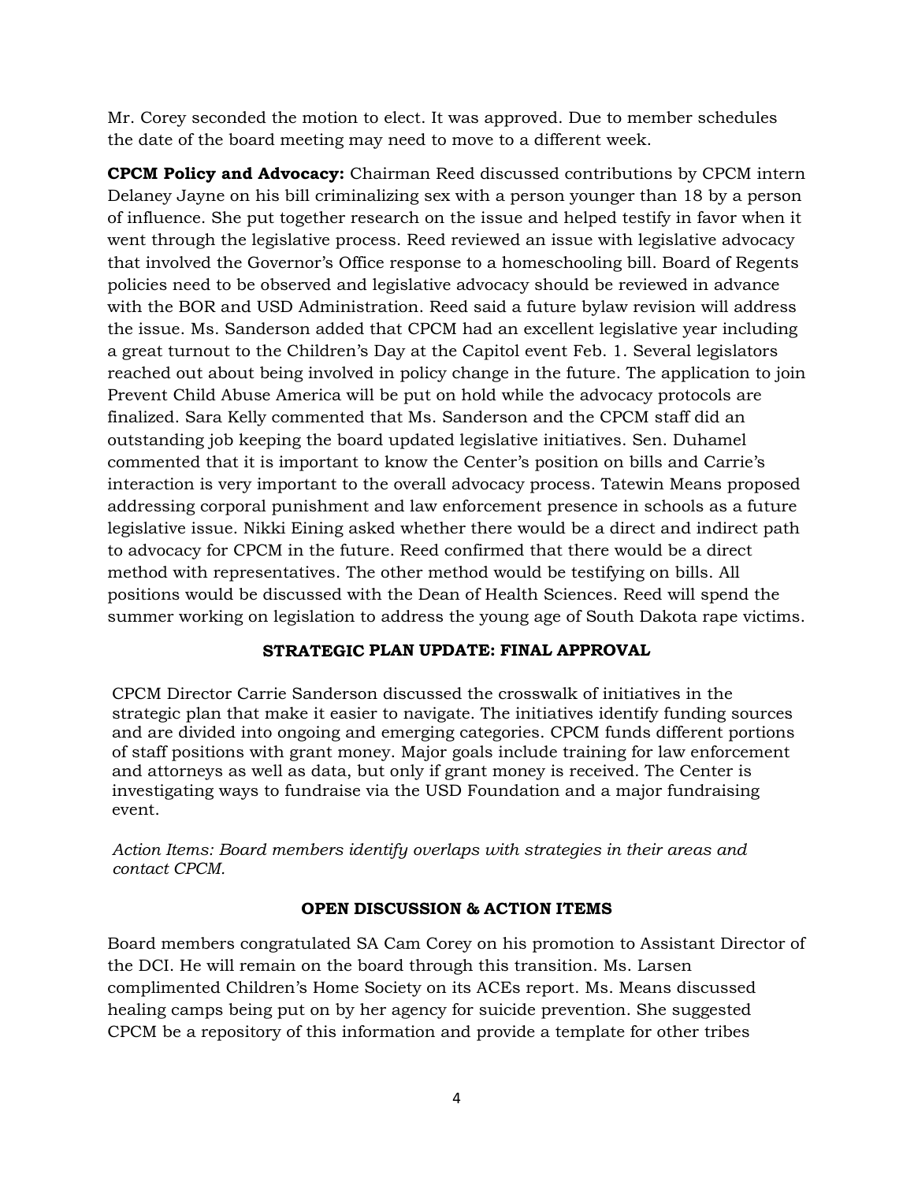Mr. Corey seconded the motion to elect. It was approved. Due to member schedules the date of the board meeting may need to move to a different week.

**CPCM Policy and Advocacy:** Chairman Reed discussed contributions by CPCM intern Delaney Jayne on his bill criminalizing sex with a person younger than 18 by a person of influence. She put together research on the issue and helped testify in favor when it went through the legislative process. Reed reviewed an issue with legislative advocacy that involved the Governor's Office response to a homeschooling bill. Board of Regents policies need to be observed and legislative advocacy should be reviewed in advance with the BOR and USD Administration. Reed said a future bylaw revision will address the issue. Ms. Sanderson added that CPCM had an excellent legislative year including a great turnout to the Children's Day at the Capitol event Feb. 1. Several legislators reached out about being involved in policy change in the future. The application to join Prevent Child Abuse America will be put on hold while the advocacy protocols are finalized. Sara Kelly commented that Ms. Sanderson and the CPCM staff did an outstanding job keeping the board updated legislative initiatives. Sen. Duhamel commented that it is important to know the Center's position on bills and Carrie's interaction is very important to the overall advocacy process. Tatewin Means proposed addressing corporal punishment and law enforcement presence in schools as a future legislative issue. Nikki Eining asked whether there would be a direct and indirect path to advocacy for CPCM in the future. Reed confirmed that there would be a direct method with representatives. The other method would be testifying on bills. All positions would be discussed with the Dean of Health Sciences. Reed will spend the summer working on legislation to address the young age of South Dakota rape victims.

**STRATEGIC PLAN UPDATE: FINAL APPROVAL**

CPCM Director Carrie Sanderson discussed the crosswalk of initiatives in the strategic plan that make it easier to navigate. The initiatives identify funding sources and are divided into ongoing and emerging categories. CPCM funds different portions of staff positions with grant money. Major goals include training for law enforcement and attorneys as well as data, but only if grant money is received. The Center is investigating ways to fundraise via the USD Foundation and a major fundraising event.

*Action Items: Board members identify overlaps with strategies in their areas and contact CPCM.*

**OPEN DISCUSSION & ACTION ITEMS**

Board members congratulated SA Cam Corey on his promotion to Assistant Director of the DCI. He will remain on the board through this transition. Ms. Larsen complimented Children's Home Society on its ACEs report. Ms. Means discussed healing camps being put on by her agency for suicide prevention. She suggested CPCM be a repository of this information and provide a template for other tribes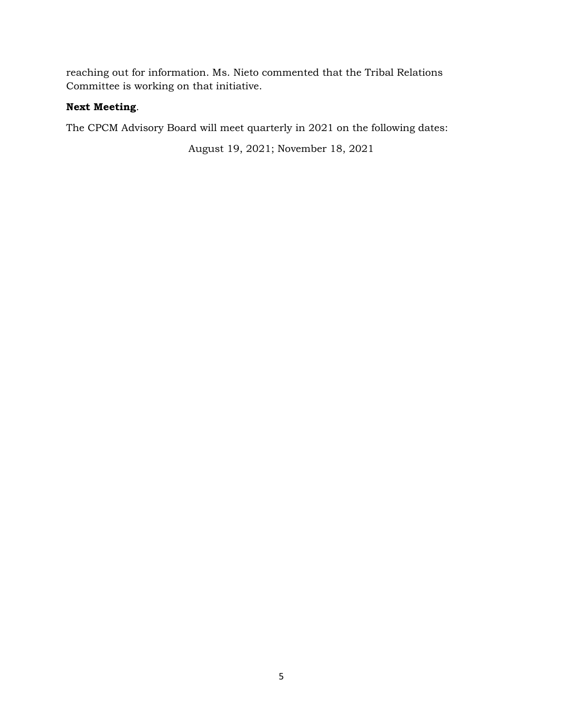reaching out for information. Ms. Nieto commented that the Tribal Relations Committee is working on that initiative.

**Next Meeting**.

The CPCM Advisory Board will meet quarterly in 2021 on the following dates:

August 19, 2021; November 18, 2021